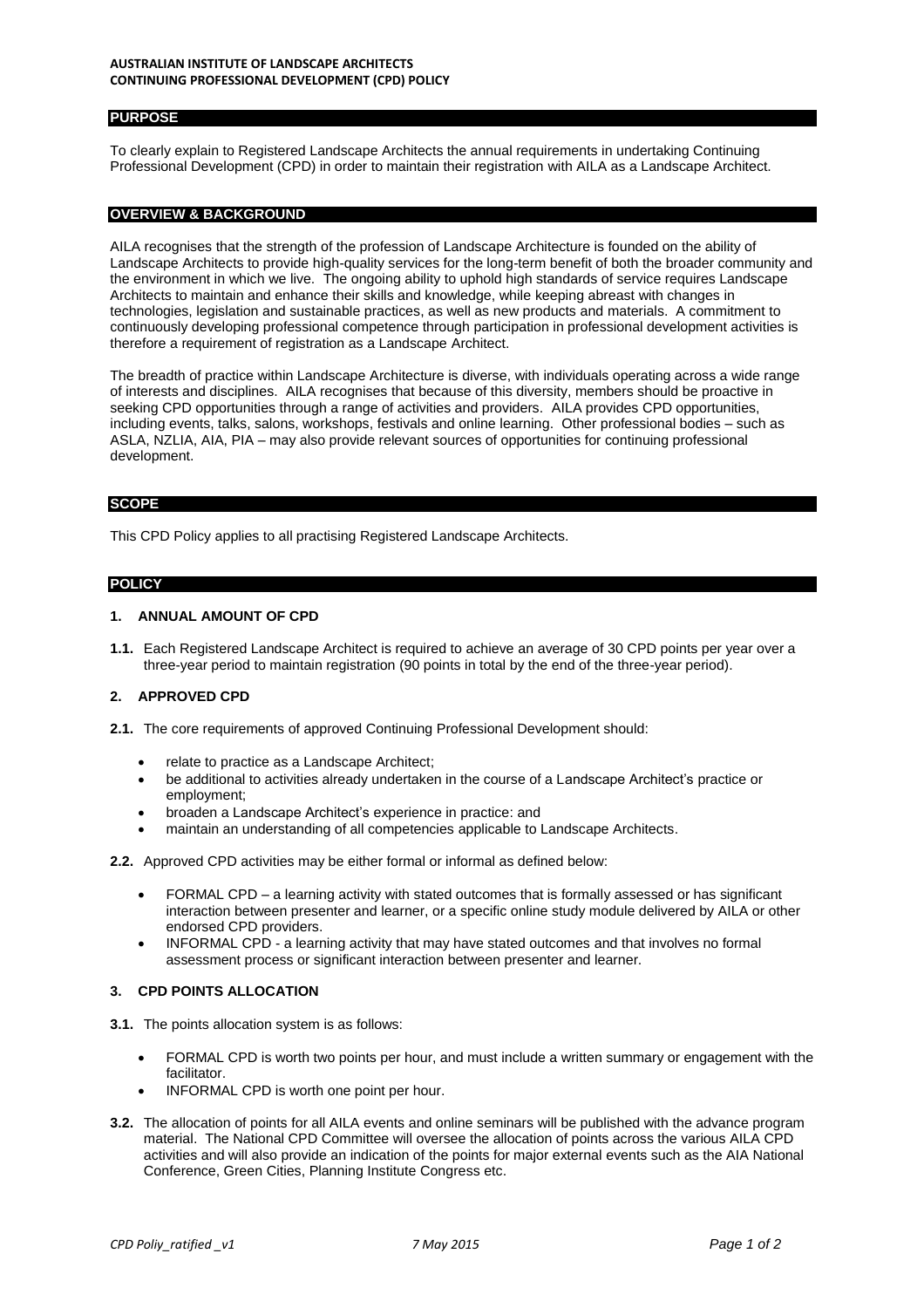**AUSTRALIAN INSTITUTE OF LANDSCAPE ARCHITECTS**
**CONTINUING PROFESSIONAL DEVELOPMENT (CPD) POLICY**

## PURPOSE

To clearly explain to Registered Landscape Architects the annual requirements in undertaking Continuing Professional Development (CPD) in order to maintain their registration with AILA as a Landscape Architect.

## OVERVIEW & BACKGROUND

AILA recognises that the strength of the profession of Landscape Architecture is founded on the ability of Landscape Architects to provide high-quality services for the long-term benefit of both the broader community and the environment in which we live. The ongoing ability to uphold high standards of service requires Landscape Architects to maintain and enhance their skills and knowledge, while keeping abreast with changes in technologies, legislation and sustainable practices, as well as new products and materials. A commitment to continuously developing professional competence through participation in professional development activities is therefore a requirement of registration as a Landscape Architect.

The breadth of practice within Landscape Architecture is diverse, with individuals operating across a wide range of interests and disciplines. AILA recognises that because of this diversity, members should be proactive in seeking CPD opportunities through a range of activities and providers. AILA provides CPD opportunities, including events, talks, salons, workshops, festivals and online learning. Other professional bodies – such as ASLA, NZLIA, AIA, PIA – may also provide relevant sources of opportunities for continuing professional development.

## SCOPE

This CPD Policy applies to all practising Registered Landscape Architects.

## POLICY

### 1. ANNUAL AMOUNT OF CPD

**1.1.** Each Registered Landscape Architect is required to achieve an average of 30 CPD points per year over a three-year period to maintain registration (90 points in total by the end of the three-year period).

### 2. APPROVED CPD

**2.1.** The core requirements of approved Continuing Professional Development should:

- relate to practice as a Landscape Architect;
- be additional to activities already undertaken in the course of a Landscape Architect's practice or employment;
- broaden a Landscape Architect's experience in practice: and
- maintain an understanding of all competencies applicable to Landscape Architects.

**2.2.** Approved CPD activities may be either formal or informal as defined below:

- FORMAL CPD – a learning activity with stated outcomes that is formally assessed or has significant interaction between presenter and learner, or a specific online study module delivered by AILA or other endorsed CPD providers.
- INFORMAL CPD - a learning activity that may have stated outcomes and that involves no formal assessment process or significant interaction between presenter and learner.

### 3. CPD POINTS ALLOCATION

**3.1.** The points allocation system is as follows:

- FORMAL CPD is worth two points per hour, and must include a written summary or engagement with the facilitator.
- INFORMAL CPD is worth one point per hour.

**3.2.** The allocation of points for all AILA events and online seminars will be published with the advance program material. The National CPD Committee will oversee the allocation of points across the various AILA CPD activities and will also provide an indication of the points for major external events such as the AIA National Conference, Green Cities, Planning Institute Congress etc.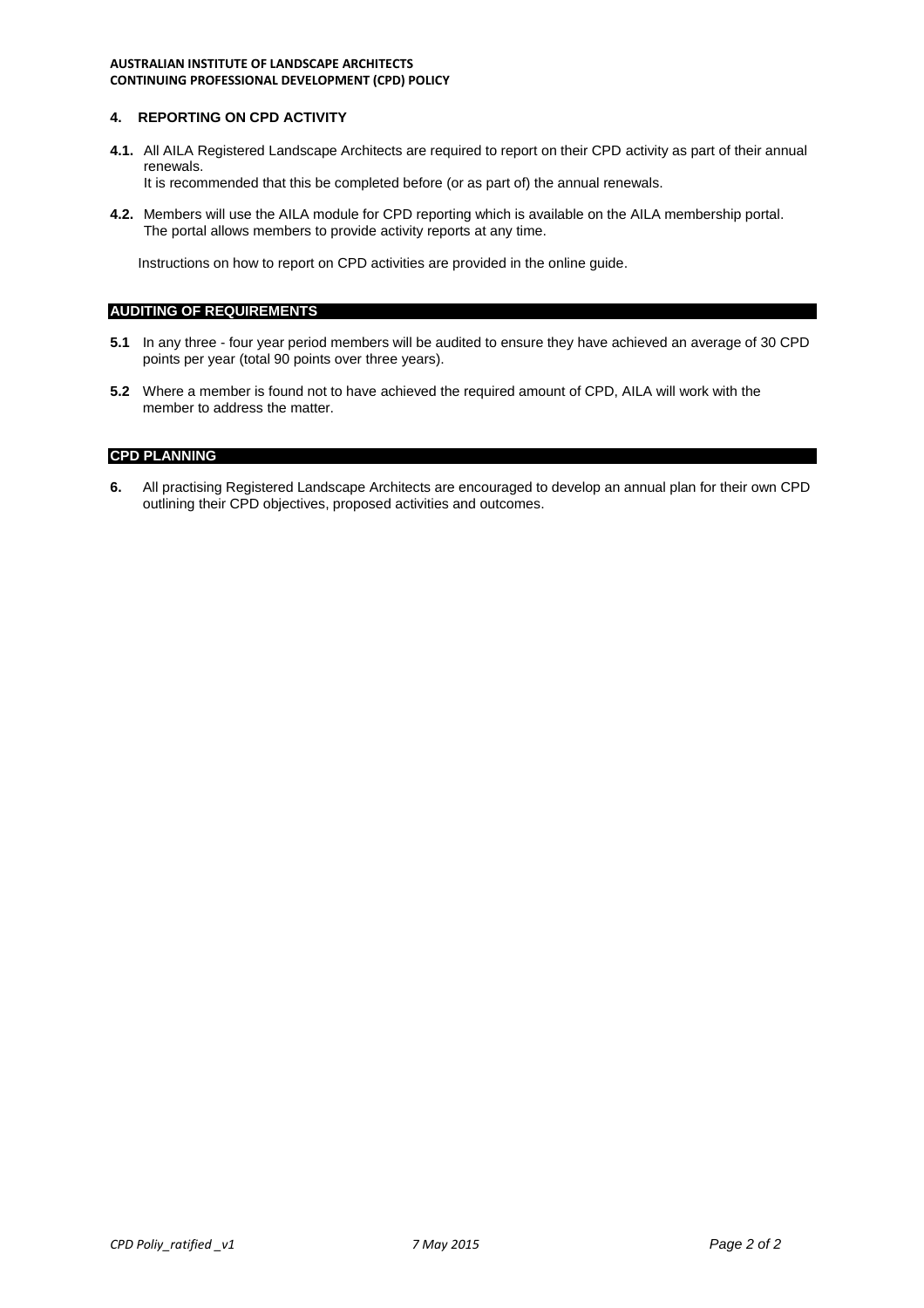## 4. REPORTING ON CPD ACTIVITY

**4.1.** All AILA Registered Landscape Architects are required to report on their CPD activity as part of their annual renewals.
It is recommended that this be completed before (or as part of) the annual renewals.

**4.2.** Members will use the AILA module for CPD reporting which is available on the AILA membership portal. The portal allows members to provide activity reports at any time.

Instructions on how to report on CPD activities are provided in the online guide.

## AUDITING OF REQUIREMENTS

**5.1** In any three - four year period members will be audited to ensure they have achieved an average of 30 CPD points per year (total 90 points over three years).

**5.2** Where a member is found not to have achieved the required amount of CPD, AILA will work with the member to address the matter.

## CPD PLANNING

**6.** All practising Registered Landscape Architects are encouraged to develop an annual plan for their own CPD outlining their CPD objectives, proposed activities and outcomes.